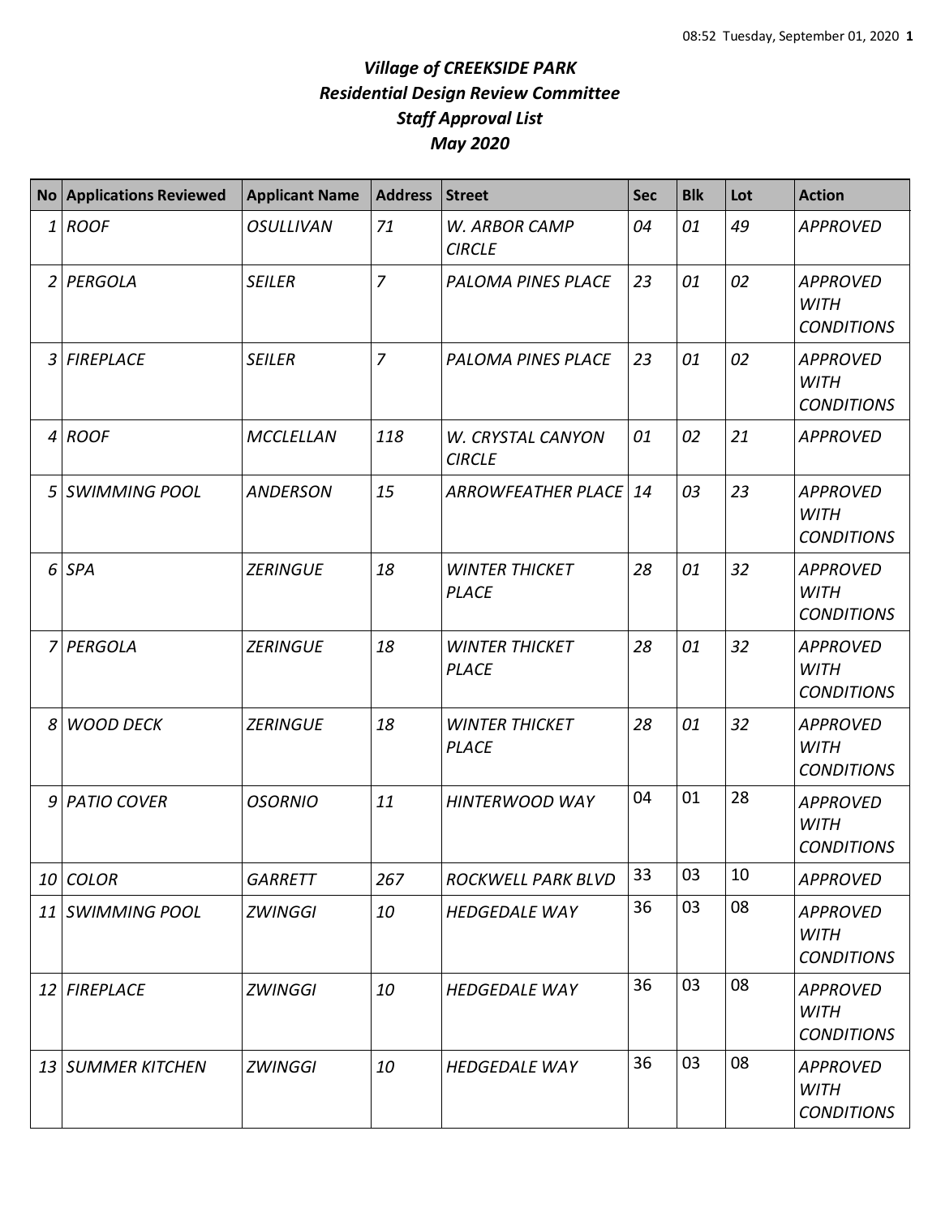# *Village of CREEKSIDE PARK*
## *Residential Design Review Committee*
## *Staff Approval List*
## *May 2020*

| No | Applications Reviewed | Applicant Name | Address | Street | Sec | Blk | Lot | Action |
|---|---|---|---|---|---|---|---|---|
| 1 | ROOF | OSULLIVAN | 71 | W. ARBOR CAMP CIRCLE | 04 | 01 | 49 | APPROVED |
| 2 | PERGOLA | SEILER | 7 | PALOMA PINES PLACE | 23 | 01 | 02 | APPROVED WITH CONDITIONS |
| 3 | FIREPLACE | SEILER | 7 | PALOMA PINES PLACE | 23 | 01 | 02 | APPROVED WITH CONDITIONS |
| 4 | ROOF | MCCLELLAN | 118 | W. CRYSTAL CANYON CIRCLE | 01 | 02 | 21 | APPROVED |
| 5 | SWIMMING POOL | ANDERSON | 15 | ARROWFEATHER PLACE | 14 | 03 | 23 | APPROVED WITH CONDITIONS |
| 6 | SPA | ZERINGUE | 18 | WINTER THICKET PLACE | 28 | 01 | 32 | APPROVED WITH CONDITIONS |
| 7 | PERGOLA | ZERINGUE | 18 | WINTER THICKET PLACE | 28 | 01 | 32 | APPROVED WITH CONDITIONS |
| 8 | WOOD DECK | ZERINGUE | 18 | WINTER THICKET PLACE | 28 | 01 | 32 | APPROVED WITH CONDITIONS |
| 9 | PATIO COVER | OSORNIO | 11 | HINTERWOOD WAY | 04 | 01 | 28 | APPROVED WITH CONDITIONS |
| 10 | COLOR | GARRETT | 267 | ROCKWELL PARK BLVD | 33 | 03 | 10 | APPROVED |
| 11 | SWIMMING POOL | ZWINGGI | 10 | HEDGEDALE WAY | 36 | 03 | 08 | APPROVED WITH CONDITIONS |
| 12 | FIREPLACE | ZWINGGI | 10 | HEDGEDALE WAY | 36 | 03 | 08 | APPROVED WITH CONDITIONS |
| 13 | SUMMER KITCHEN | ZWINGGI | 10 | HEDGEDALE WAY | 36 | 03 | 08 | APPROVED WITH CONDITIONS |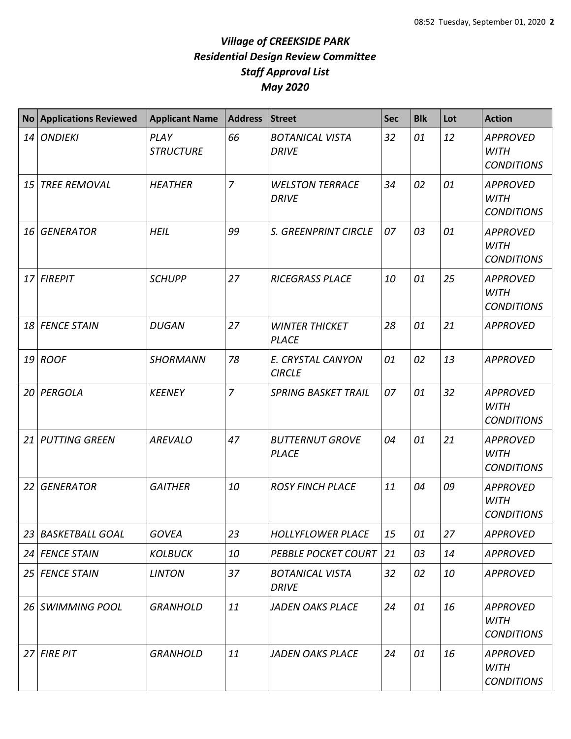# *Village of CREEKSIDE PARK*
## *Residential Design Review Committee*
## *Staff Approval List*
## *May 2020*

| No | Applications Reviewed | Applicant Name | Address | Street | Sec | Blk | Lot | Action |
|---|---|---|---|---|---|---|---|---|
| *14* | *ONDIEKI* | *PLAY STRUCTURE* | *66* | *BOTANICAL VISTA DRIVE* | *32* | *01* | *12* | *APPROVED WITH CONDITIONS* |
| *15* | *TREE REMOVAL* | *HEATHER* | *7* | *WELSTON TERRACE DRIVE* | *34* | *02* | *01* | *APPROVED WITH CONDITIONS* |
| *16* | *GENERATOR* | *HEIL* | *99* | *S. GREENPRINT CIRCLE* | *07* | *03* | *01* | *APPROVED WITH CONDITIONS* |
| *17* | *FIREPIT* | *SCHUPP* | *27* | *RICEGRASS PLACE* | *10* | *01* | *25* | *APPROVED WITH CONDITIONS* |
| *18* | *FENCE STAIN* | *DUGAN* | *27* | *WINTER THICKET PLACE* | *28* | *01* | *21* | *APPROVED* |
| *19* | *ROOF* | *SHORMANN* | *78* | *E. CRYSTAL CANYON CIRCLE* | *01* | *02* | *13* | *APPROVED* |
| *20* | *PERGOLA* | *KEENEY* | *7* | *SPRING BASKET TRAIL* | *07* | *01* | *32* | *APPROVED WITH CONDITIONS* |
| *21* | *PUTTING GREEN* | *AREVALO* | *47* | *BUTTERNUT GROVE PLACE* | *04* | *01* | *21* | *APPROVED WITH CONDITIONS* |
| *22* | *GENERATOR* | *GAITHER* | *10* | *ROSY FINCH PLACE* | *11* | *04* | *09* | *APPROVED WITH CONDITIONS* |
| *23* | *BASKETBALL GOAL* | *GOVEA* | *23* | *HOLLYFLOWER PLACE* | *15* | *01* | *27* | *APPROVED* |
| *24* | *FENCE STAIN* | *KOLBUCK* | *10* | *PEBBLE POCKET COURT* | *21* | *03* | *14* | *APPROVED* |
| *25* | *FENCE STAIN* | *LINTON* | *37* | *BOTANICAL VISTA DRIVE* | *32* | *02* | *10* | *APPROVED* |
| *26* | *SWIMMING POOL* | *GRANHOLD* | *11* | *JADEN OAKS PLACE* | *24* | *01* | *16* | *APPROVED WITH CONDITIONS* |
| *27* | *FIRE PIT* | *GRANHOLD* | *11* | *JADEN OAKS PLACE* | *24* | *01* | *16* | *APPROVED WITH CONDITIONS* |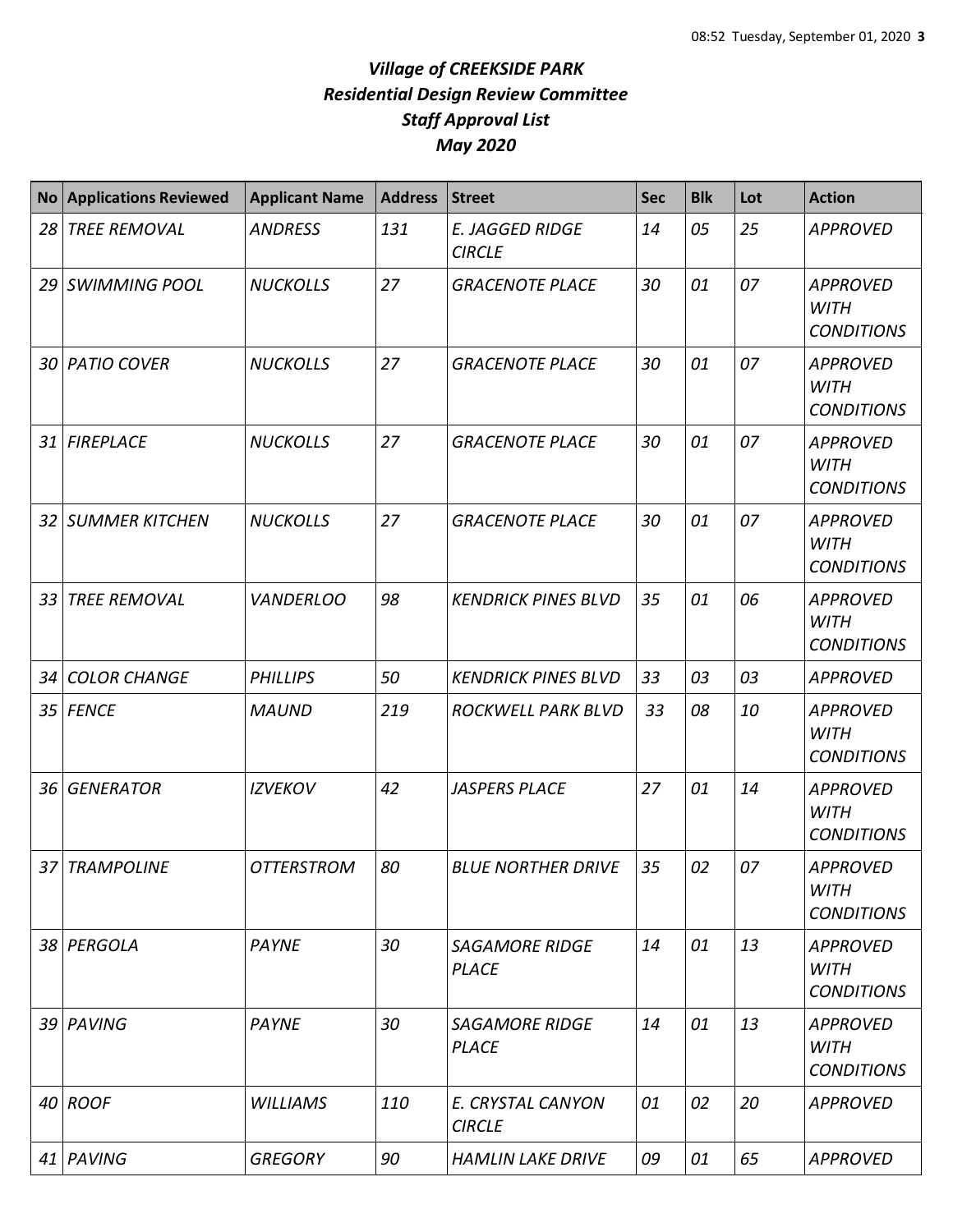# *Village of CREEKSIDE PARK*
# *Residential Design Review Committee*
# *Staff Approval List*
# *May 2020*

| No | Applications Reviewed | Applicant Name | Address | Street | Sec | Blk | Lot | Action |
|---|---|---|---|---|---|---|---|---|
| 28 | TREE REMOVAL | ANDRESS | 131 | E. JAGGED RIDGE CIRCLE | 14 | 05 | 25 | APPROVED |
| 29 | SWIMMING POOL | NUCKOLLS | 27 | GRACENOTE PLACE | 30 | 01 | 07 | APPROVED WITH CONDITIONS |
| 30 | PATIO COVER | NUCKOLLS | 27 | GRACENOTE PLACE | 30 | 01 | 07 | APPROVED WITH CONDITIONS |
| 31 | FIREPLACE | NUCKOLLS | 27 | GRACENOTE PLACE | 30 | 01 | 07 | APPROVED WITH CONDITIONS |
| 32 | SUMMER KITCHEN | NUCKOLLS | 27 | GRACENOTE PLACE | 30 | 01 | 07 | APPROVED WITH CONDITIONS |
| 33 | TREE REMOVAL | VANDERLOO | 98 | KENDRICK PINES BLVD | 35 | 01 | 06 | APPROVED WITH CONDITIONS |
| 34 | COLOR CHANGE | PHILLIPS | 50 | KENDRICK PINES BLVD | 33 | 03 | 03 | APPROVED |
| 35 | FENCE | MAUND | 219 | ROCKWELL PARK BLVD | 33 | 08 | 10 | APPROVED WITH CONDITIONS |
| 36 | GENERATOR | IZVEKOV | 42 | JASPERS PLACE | 27 | 01 | 14 | APPROVED WITH CONDITIONS |
| 37 | TRAMPOLINE | OTTERSTROM | 80 | BLUE NORTHER DRIVE | 35 | 02 | 07 | APPROVED WITH CONDITIONS |
| 38 | PERGOLA | PAYNE | 30 | SAGAMORE RIDGE PLACE | 14 | 01 | 13 | APPROVED WITH CONDITIONS |
| 39 | PAVING | PAYNE | 30 | SAGAMORE RIDGE PLACE | 14 | 01 | 13 | APPROVED WITH CONDITIONS |
| 40 | ROOF | WILLIAMS | 110 | E. CRYSTAL CANYON CIRCLE | 01 | 02 | 20 | APPROVED |
| 41 | PAVING | GREGORY | 90 | HAMLIN LAKE DRIVE | 09 | 01 | 65 | APPROVED |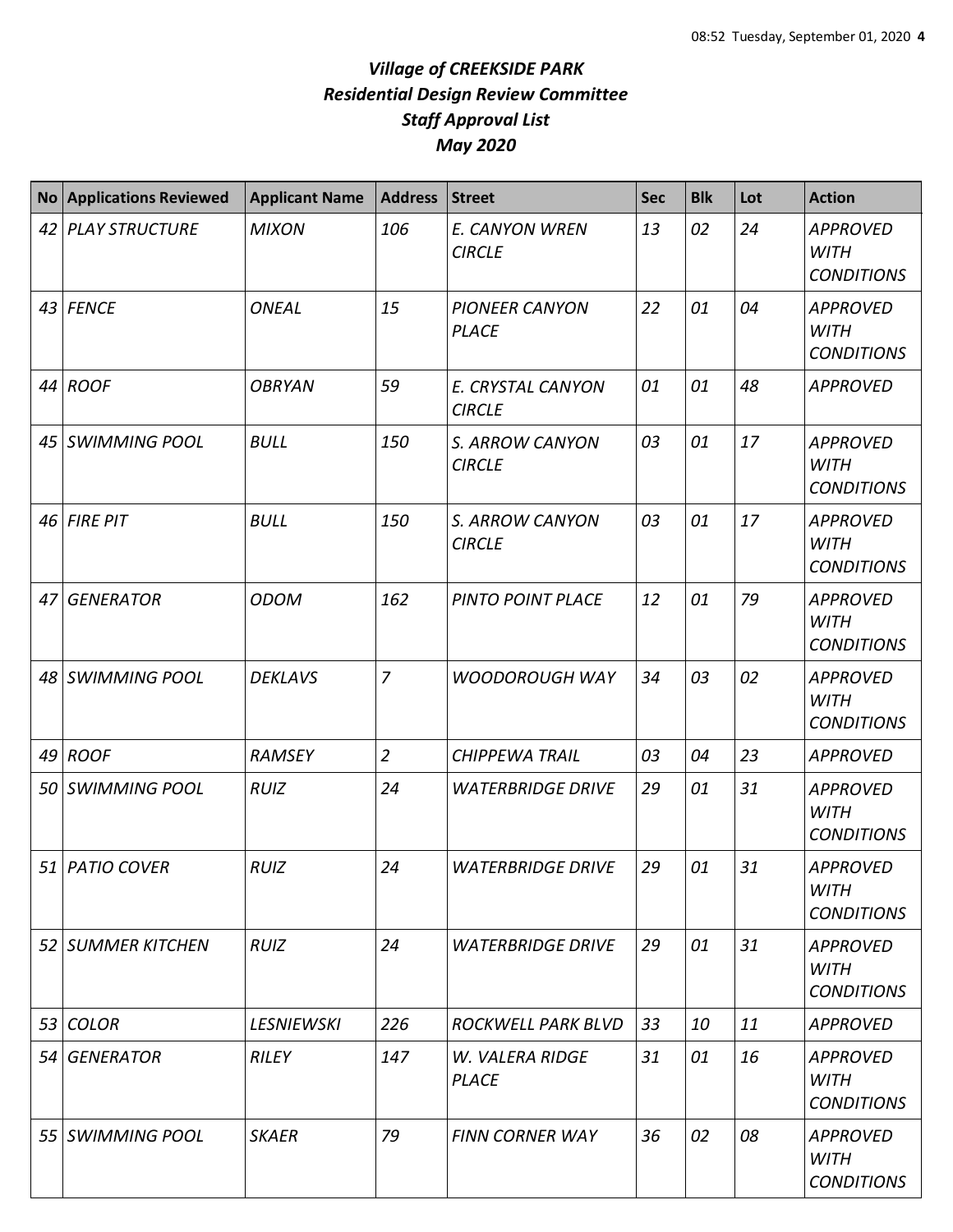# *Village of CREEKSIDE PARK*
## *Residential Design Review Committee*
## *Staff Approval List*
## *May 2020*

| No | Applications Reviewed | Applicant Name | Address | Street | Sec | Blk | Lot | Action |
|---|---|---|---|---|---|---|---|---|
| *42* | *PLAY STRUCTURE* | *MIXON* | *106* | *E. CANYON WREN CIRCLE* | *13* | *02* | *24* | *APPROVED WITH CONDITIONS* |
| *43* | *FENCE* | *ONEAL* | *15* | *PIONEER CANYON PLACE* | *22* | *01* | *04* | *APPROVED WITH CONDITIONS* |
| *44* | *ROOF* | *OBRYAN* | *59* | *E. CRYSTAL CANYON CIRCLE* | *01* | *01* | *48* | *APPROVED* |
| *45* | *SWIMMING POOL* | *BULL* | *150* | *S. ARROW CANYON CIRCLE* | *03* | *01* | *17* | *APPROVED WITH CONDITIONS* |
| *46* | *FIRE PIT* | *BULL* | *150* | *S. ARROW CANYON CIRCLE* | *03* | *01* | *17* | *APPROVED WITH CONDITIONS* |
| *47* | *GENERATOR* | *ODOM* | *162* | *PINTO POINT PLACE* | *12* | *01* | *79* | *APPROVED WITH CONDITIONS* |
| *48* | *SWIMMING POOL* | *DEKLAVS* | *7* | *WOODOROUGH WAY* | *34* | *03* | *02* | *APPROVED WITH CONDITIONS* |
| *49* | *ROOF* | *RAMSEY* | *2* | *CHIPPEWA TRAIL* | *03* | *04* | *23* | *APPROVED* |
| *50* | *SWIMMING POOL* | *RUIZ* | *24* | *WATERBRIDGE DRIVE* | *29* | *01* | *31* | *APPROVED WITH CONDITIONS* |
| *51* | *PATIO COVER* | *RUIZ* | *24* | *WATERBRIDGE DRIVE* | *29* | *01* | *31* | *APPROVED WITH CONDITIONS* |
| *52* | *SUMMER KITCHEN* | *RUIZ* | *24* | *WATERBRIDGE DRIVE* | *29* | *01* | *31* | *APPROVED WITH CONDITIONS* |
| *53* | *COLOR* | *LESNIEWSKI* | *226* | *ROCKWELL PARK BLVD* | *33* | *10* | *11* | *APPROVED* |
| *54* | *GENERATOR* | *RILEY* | *147* | *W. VALERA RIDGE PLACE* | *31* | *01* | *16* | *APPROVED WITH CONDITIONS* |
| *55* | *SWIMMING POOL* | *SKAER* | *79* | *FINN CORNER WAY* | *36* | *02* | *08* | *APPROVED WITH CONDITIONS* |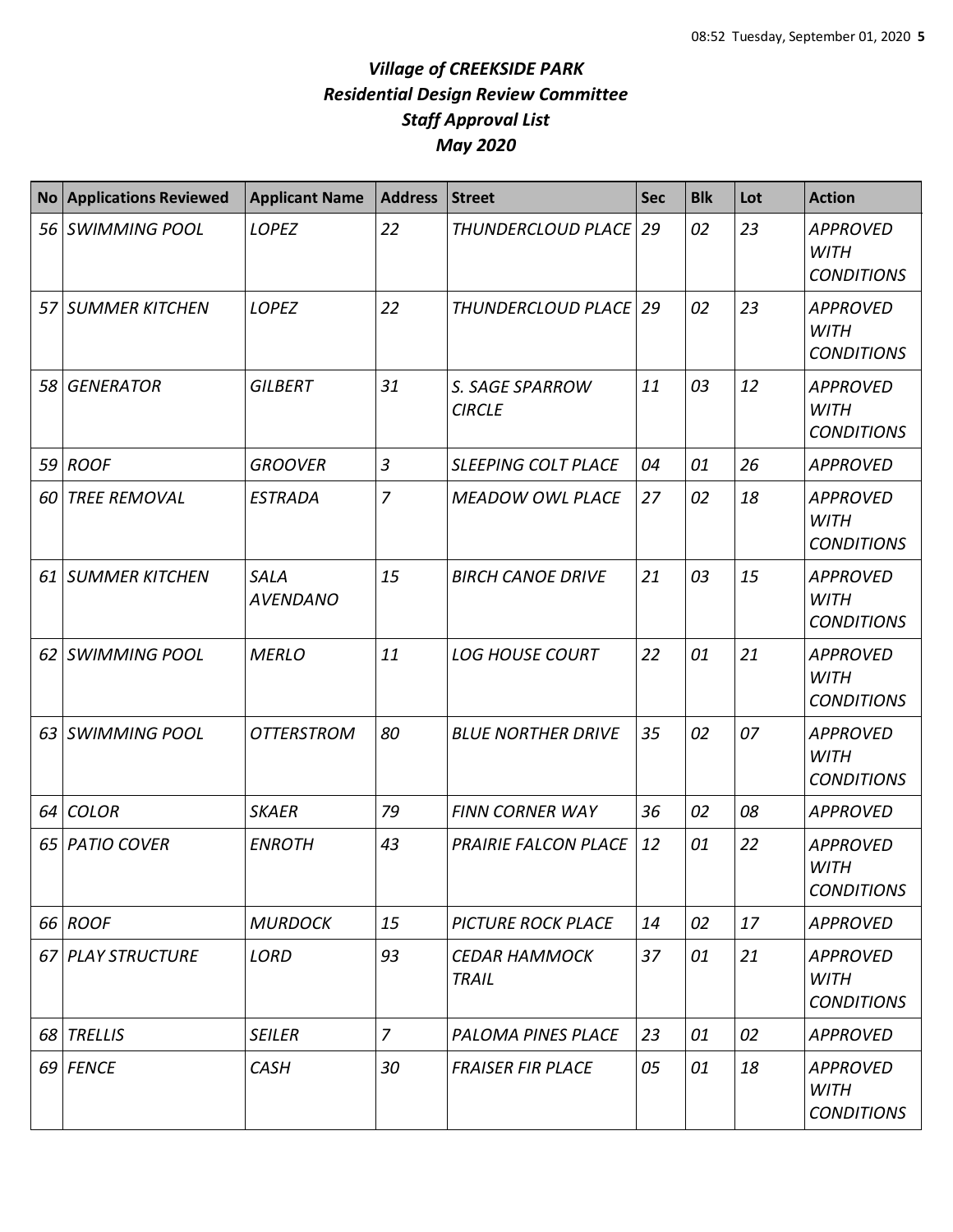# *Village of CREEKSIDE PARK*
## *Residential Design Review Committee*
## *Staff Approval List*
## *May 2020*

| No | Applications Reviewed | Applicant Name | Address | Street | Sec | Blk | Lot | Action |
|---|---|---|---|---|---|---|---|---|
| 56 | SWIMMING POOL | LOPEZ | 22 | THUNDERCLOUD PLACE | 29 | 02 | 23 | APPROVED WITH CONDITIONS |
| 57 | SUMMER KITCHEN | LOPEZ | 22 | THUNDERCLOUD PLACE | 29 | 02 | 23 | APPROVED WITH CONDITIONS |
| 58 | GENERATOR | GILBERT | 31 | S. SAGE SPARROW CIRCLE | 11 | 03 | 12 | APPROVED WITH CONDITIONS |
| 59 | ROOF | GROOVER | 3 | SLEEPING COLT PLACE | 04 | 01 | 26 | APPROVED |
| 60 | TREE REMOVAL | ESTRADA | 7 | MEADOW OWL PLACE | 27 | 02 | 18 | APPROVED WITH CONDITIONS |
| 61 | SUMMER KITCHEN | SALA AVENDANO | 15 | BIRCH CANOE DRIVE | 21 | 03 | 15 | APPROVED WITH CONDITIONS |
| 62 | SWIMMING POOL | MERLO | 11 | LOG HOUSE COURT | 22 | 01 | 21 | APPROVED WITH CONDITIONS |
| 63 | SWIMMING POOL | OTTERSTROM | 80 | BLUE NORTHER DRIVE | 35 | 02 | 07 | APPROVED WITH CONDITIONS |
| 64 | COLOR | SKAER | 79 | FINN CORNER WAY | 36 | 02 | 08 | APPROVED |
| 65 | PATIO COVER | ENROTH | 43 | PRAIRIE FALCON PLACE | 12 | 01 | 22 | APPROVED WITH CONDITIONS |
| 66 | ROOF | MURDOCK | 15 | PICTURE ROCK PLACE | 14 | 02 | 17 | APPROVED |
| 67 | PLAY STRUCTURE | LORD | 93 | CEDAR HAMMOCK TRAIL | 37 | 01 | 21 | APPROVED WITH CONDITIONS |
| 68 | TRELLIS | SEILER | 7 | PALOMA PINES PLACE | 23 | 01 | 02 | APPROVED |
| 69 | FENCE | CASH | 30 | FRAISER FIR PLACE | 05 | 01 | 18 | APPROVED WITH CONDITIONS |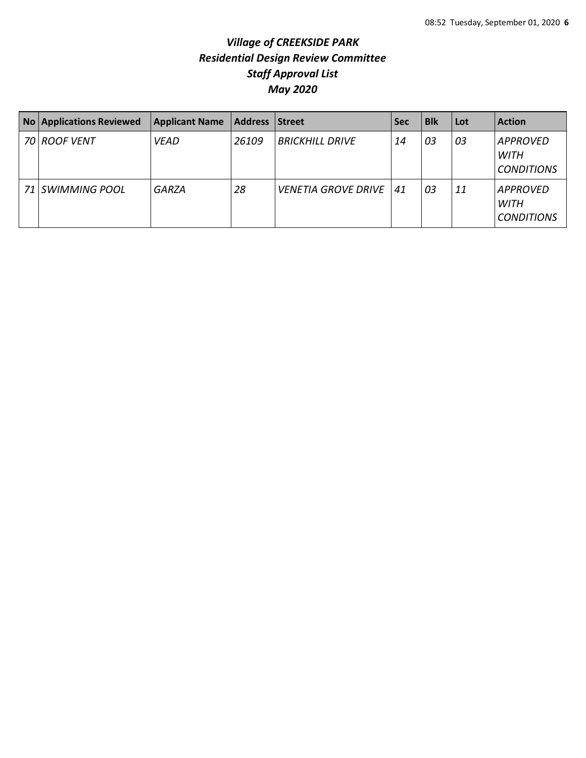# *Village of CREEKSIDE PARK*
## *Residential Design Review Committee*
## *Staff Approval List*
## *May 2020*

| No | Applications Reviewed | Applicant Name | Address | Street | Sec | Blk | Lot | Action |
|---|---|---|---|---|---|---|---|---|
| *70* | *ROOF VENT* | *VEAD* | *26109* | *BRICKHILL DRIVE* | *14* | *03* | *03* | *APPROVED WITH CONDITIONS* |
| *71* | *SWIMMING POOL* | *GARZA* | *28* | *VENETIA GROVE DRIVE* | *41* | *03* | *11* | *APPROVED WITH CONDITIONS* |